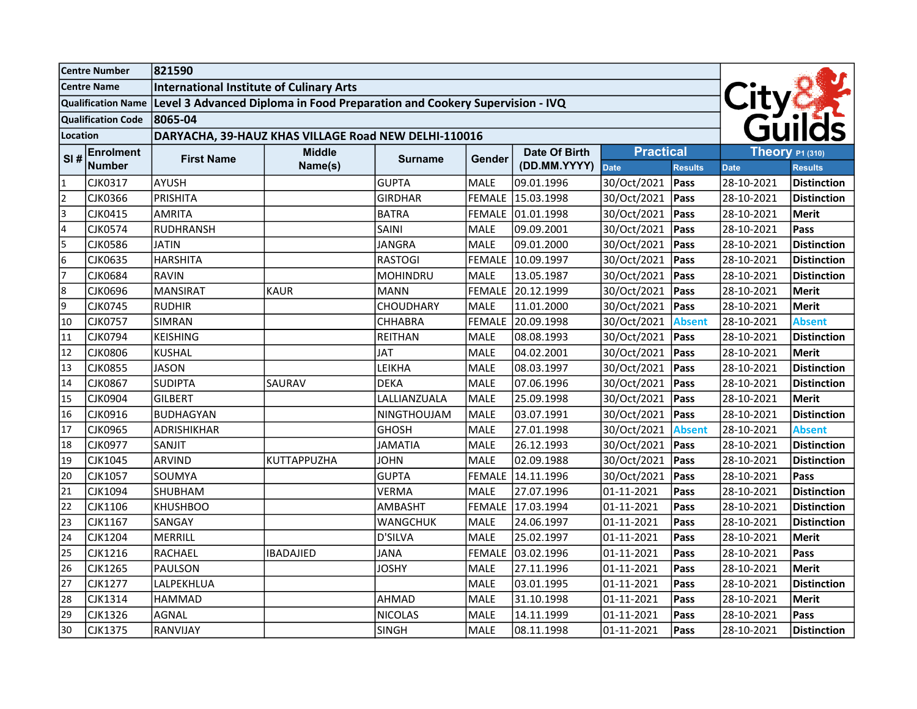| Centre Number | 821590 |
|---|---|
| Centre Name | International Institute of Culinary Arts |
| Qualification Name | Level 3 Advanced Diploma in Food Preparation and Cookery Supervision - IVQ |
| Qualification Code | 8065-04 |
| Location | DARYACHA, 39-HAUZ KHAS VILLAGE Road NEW DELHI-110016 |

City & Guilds

| Sl # | Enrolment Number | First Name | Middle Name(s) | Surname | Gender | Date Of Birth (DD.MM.YYYY) | Practical | | Theory P1 (310) | |
|---|---|---|---|---|---|---|---|---|---|---|
| | | | | | | | Date | Results | Date | Results |
| 1 | CJK0317 | AYUSH | | GUPTA | MALE | 09.01.1996 | 30/Oct/2021 | Pass | 28-10-2021 | Distinction |
| 2 | CJK0366 | PRISHITA | | GIRDHAR | FEMALE | 15.03.1998 | 30/Oct/2021 | Pass | 28-10-2021 | Distinction |
| 3 | CJK0415 | AMRITA | | BATRA | FEMALE | 01.01.1998 | 30/Oct/2021 | Pass | 28-10-2021 | Merit |
| 4 | CJK0574 | RUDHRANSH | | SAINI | MALE | 09.09.2001 | 30/Oct/2021 | Pass | 28-10-2021 | Pass |
| 5 | CJK0586 | JATIN | | JANGRA | MALE | 09.01.2000 | 30/Oct/2021 | Pass | 28-10-2021 | Distinction |
| 6 | CJK0635 | HARSHITA | | RASTOGI | FEMALE | 10.09.1997 | 30/Oct/2021 | Pass | 28-10-2021 | Distinction |
| 7 | CJK0684 | RAVIN | | MOHINDRU | MALE | 13.05.1987 | 30/Oct/2021 | Pass | 28-10-2021 | Distinction |
| 8 | CJK0696 | MANSIRAT | KAUR | MANN | FEMALE | 20.12.1999 | 30/Oct/2021 | Pass | 28-10-2021 | Merit |
| 9 | CJK0745 | RUDHIR | | CHOUDHARY | MALE | 11.01.2000 | 30/Oct/2021 | Pass | 28-10-2021 | Merit |
| 10 | CJK0757 | SIMRAN | | CHHABRA | FEMALE | 20.09.1998 | 30/Oct/2021 | Absent | 28-10-2021 | Absent |
| 11 | CJK0794 | KEISHING | | REITHAN | MALE | 08.08.1993 | 30/Oct/2021 | Pass | 28-10-2021 | Distinction |
| 12 | CJK0806 | KUSHAL | | JAT | MALE | 04.02.2001 | 30/Oct/2021 | Pass | 28-10-2021 | Merit |
| 13 | CJK0855 | JASON | | LEIKHA | MALE | 08.03.1997 | 30/Oct/2021 | Pass | 28-10-2021 | Distinction |
| 14 | CJK0867 | SUDIPTA | SAURAV | DEKA | MALE | 07.06.1996 | 30/Oct/2021 | Pass | 28-10-2021 | Distinction |
| 15 | CJK0904 | GILBERT | | LALLIANZUALA | MALE | 25.09.1998 | 30/Oct/2021 | Pass | 28-10-2021 | Merit |
| 16 | CJK0916 | BUDHAGYAN | | NINGTHOUJAM | MALE | 03.07.1991 | 30/Oct/2021 | Pass | 28-10-2021 | Distinction |
| 17 | CJK0965 | ADRISHIKHAR | | GHOSH | MALE | 27.01.1998 | 30/Oct/2021 | Absent | 28-10-2021 | Absent |
| 18 | CJK0977 | SANJIT | | JAMATIA | MALE | 26.12.1993 | 30/Oct/2021 | Pass | 28-10-2021 | Distinction |
| 19 | CJK1045 | ARVIND | KUTTAPPUZHA | JOHN | MALE | 02.09.1988 | 30/Oct/2021 | Pass | 28-10-2021 | Distinction |
| 20 | CJK1057 | SOUMYA | | GUPTA | FEMALE | 14.11.1996 | 30/Oct/2021 | Pass | 28-10-2021 | Pass |
| 21 | CJK1094 | SHUBHAM | | VERMA | MALE | 27.07.1996 | 01-11-2021 | Pass | 28-10-2021 | Distinction |
| 22 | CJK1106 | KHUSHBOO | | AMBASHT | FEMALE | 17.03.1994 | 01-11-2021 | Pass | 28-10-2021 | Distinction |
| 23 | CJK1167 | SANGAY | | WANGCHUK | MALE | 24.06.1997 | 01-11-2021 | Pass | 28-10-2021 | Distinction |
| 24 | CJK1204 | MERRILL | | D'SILVA | MALE | 25.02.1997 | 01-11-2021 | Pass | 28-10-2021 | Merit |
| 25 | CJK1216 | RACHAEL | IBADAJIED | JANA | FEMALE | 03.02.1996 | 01-11-2021 | Pass | 28-10-2021 | Pass |
| 26 | CJK1265 | PAULSON | | JOSHY | MALE | 27.11.1996 | 01-11-2021 | Pass | 28-10-2021 | Merit |
| 27 | CJK1277 | LALPEKHLUA | | | MALE | 03.01.1995 | 01-11-2021 | Pass | 28-10-2021 | Distinction |
| 28 | CJK1314 | HAMMAD | | AHMAD | MALE | 31.10.1998 | 01-11-2021 | Pass | 28-10-2021 | Merit |
| 29 | CJK1326 | AGNAL | | NICOLAS | MALE | 14.11.1999 | 01-11-2021 | Pass | 28-10-2021 | Pass |
| 30 | CJK1375 | RANVIJAY | | SINGH | MALE | 08.11.1998 | 01-11-2021 | Pass | 28-10-2021 | Distinction |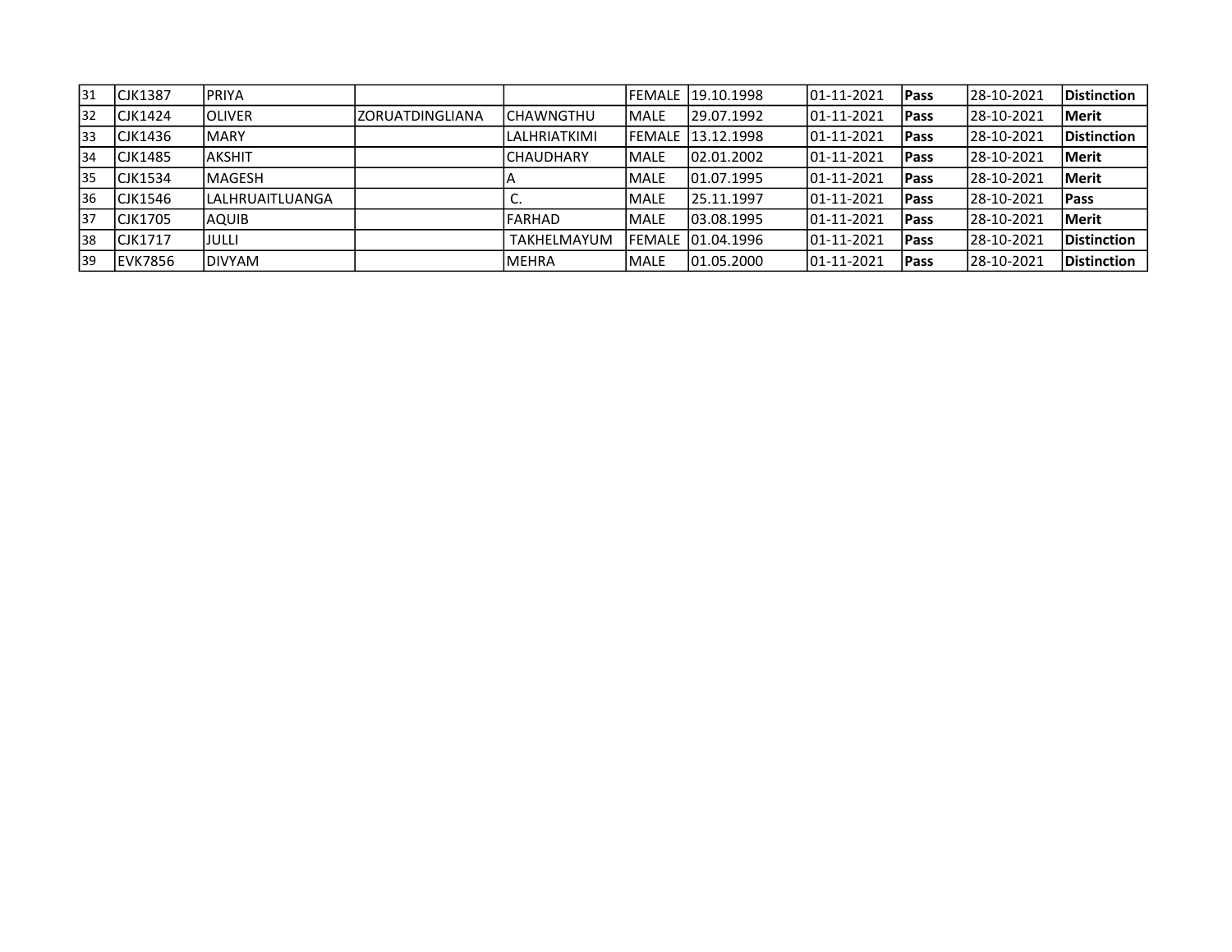| | | | | | | | | | | |
|---|---|---|---|---|---|---|---|---|---|---|
| 31 | CJK1387 | PRIYA | | | FEMALE | 19.10.1998 | 01-11-2021 | **Pass** | 28-10-2021 | **Distinction** |
| 32 | CJK1424 | OLIVER | ZORUATDINGLIANA | CHAWNGTHU | MALE | 29.07.1992 | 01-11-2021 | **Pass** | 28-10-2021 | **Merit** |
| 33 | CJK1436 | MARY | | LALHRIATKIMI | FEMALE | 13.12.1998 | 01-11-2021 | **Pass** | 28-10-2021 | **Distinction** |
| 34 | CJK1485 | AKSHIT | | CHAUDHARY | MALE | 02.01.2002 | 01-11-2021 | **Pass** | 28-10-2021 | **Merit** |
| 35 | CJK1534 | MAGESH | | A | MALE | 01.07.1995 | 01-11-2021 | **Pass** | 28-10-2021 | **Merit** |
| 36 | CJK1546 | LALHRUAITLUANGA | | C. | MALE | 25.11.1997 | 01-11-2021 | **Pass** | 28-10-2021 | **Pass** |
| 37 | CJK1705 | AQUIB | | FARHAD | MALE | 03.08.1995 | 01-11-2021 | **Pass** | 28-10-2021 | **Merit** |
| 38 | CJK1717 | JULLI | | TAKHELMAYUM | FEMALE | 01.04.1996 | 01-11-2021 | **Pass** | 28-10-2021 | **Distinction** |
| 39 | EVK7856 | DIVYAM | | MEHRA | MALE | 01.05.2000 | 01-11-2021 | **Pass** | 28-10-2021 | **Distinction** |